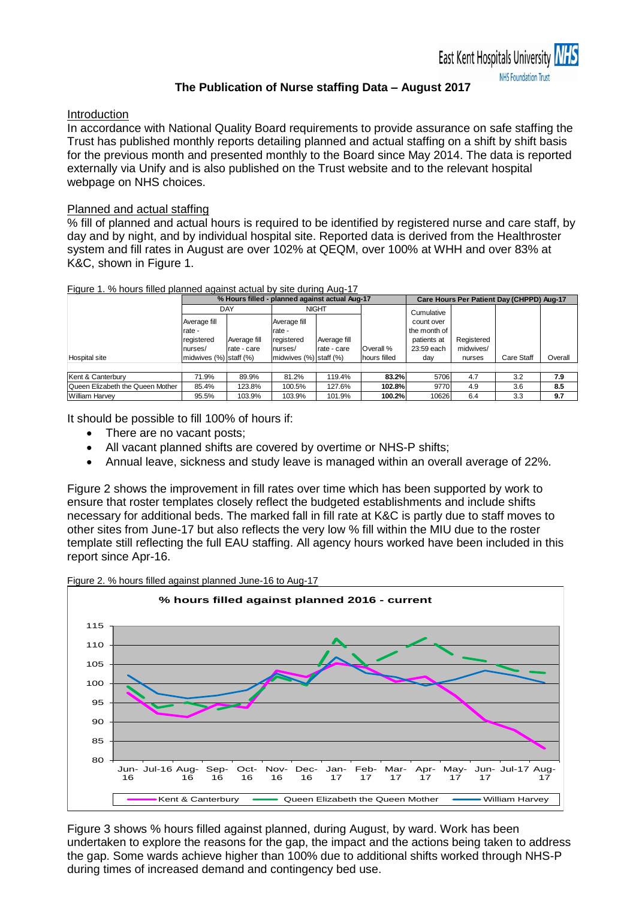# The Publication of Nurse staffing Data – August 2017

## Introduction

In accordance with National Quality Board requirements to provide assurance on safe staffing the Trust has published monthly reports detailing planned and actual staffing on a shift by shift basis for the previous month and presented monthly to the Board since May 2014. The data is reported externally via Unify and is also published on the Trust website and to the relevant hospital webpage on NHS choices.

## Planned and actual staffing

% fill of planned and actual hours is required to be identified by registered nurse and care staff, by day and by night, and by individual hospital site. Reported data is derived from the Healthroster system and fill rates in August are over 102% at QEQM, over 100% at WHH and over 83% at K&C, shown in Figure 1.

Figure 1. % hours filled planned against actual by site during Aug-17

| Hospital site | % Hours filled - planned against actual Aug-17 | | | | | Care Hours Per Patient Day (CHPPD) Aug-17 | | | |
|---|---|---|---|---|---|---|---|---|---|
| | DAY | | NIGHT | | | | | | |
| | Average fill rate - registered nurses/ midwives (%) | Average fill rate - care staff (%) | Average fill rate - registered nurses/ midwives (%) | Average fill rate - care staff (%) | Overall % hours filled | Cumulative count over the month of patients at 23:59 each day | Registered midwives/ nurses | Care Staff | Overall |
| Kent & Canterbury | 71.9% | 89.9% | 81.2% | 119.4% | **83.2%** | 5706 | 4.7 | 3.2 | **7.9** |
| Queen Elizabeth the Queen Mother | 85.4% | 123.8% | 100.5% | 127.6% | **102.8%** | 9770 | 4.9 | 3.6 | **8.5** |
| William Harvey | 95.5% | 103.9% | 103.9% | 101.9% | **100.2%** | 10626 | 6.4 | 3.3 | **9.7** |

It should be possible to fill 100% of hours if:

- There are no vacant posts;
- All vacant planned shifts are covered by overtime or NHS-P shifts;
- Annual leave, sickness and study leave is managed within an overall average of 22%.

Figure 2 shows the improvement in fill rates over time which has been supported by work to ensure that roster templates closely reflect the budgeted establishments and include shifts necessary for additional beds. The marked fall in fill rate at K&C is partly due to staff moves to other sites from June-17 but also reflects the very low % fill within the MIU due to the roster template still reflecting the full EAU staffing. All agency hours worked have been included in this report since Apr-16.

Figure 2. % hours filled against planned June-16 to Aug-17

**% hours filled against planned 2016 - current**

(Line chart: y-axis 80–115; x-axis Jun-16, Jul-16, Aug-16, Sep-16, Oct-16, Nov-16, Dec-16, Jan-17, Feb-17, Mar-17, Apr-17, May-17, Jun-17, Jul-17, Aug-17; series: Kent & Canterbury, Queen Elizabeth the Queen Mother, William Harvey)

Figure 3 shows % hours filled against planned, during August, by ward. Work has been undertaken to explore the reasons for the gap, the impact and the actions being taken to address the gap. Some wards achieve higher than 100% due to additional shifts worked through NHS-P during times of increased demand and contingency bed use.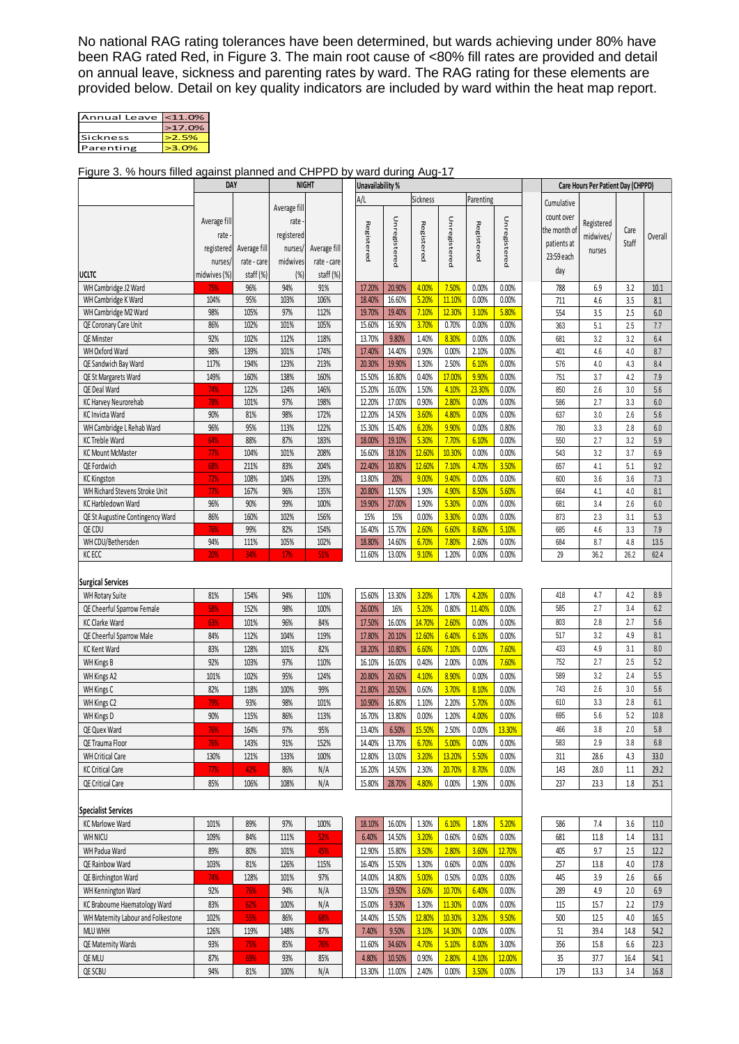No national RAG rating tolerances have been determined, but wards achieving under 80% have been RAG rated Red, in Figure 3. The main root cause of <80% fill rates are provided and detail on annual leave, sickness and parenting rates by ward. The RAG rating for these elements are provided below. Detail on key quality indicators are included by ward within the heat map report.

| | |
|---|---|
| Annual Leave | <11.0% |
| | >17.0% |
| Sickness | >2.5% |
| Parenting | >3.0% |

Figure 3. % hours filled against planned and CHPPD by ward during Aug-17

| | DAY | | NIGHT | | Unavailability % | | | | | | Care Hours Per Patient Day (CHPPD) | | | |
|---|---|---|---|---|---|---|---|---|---|---|---|---|---|---|
| | | | | | A/L | | Sickness | | Parenting | | | | | |
| UCLTC | Average fill rate - registered nurses/ midwives (%) | Average fill rate - care staff (%) | Average fill rate - registered nurses/ midwives (%) | Average fill rate - care staff (%) | Registered | Unregistered | Registered | Unregistered | Registered | Unregistered | Cumulative count over the month of patients at 23:59 each day | Registered midwives/ nurses | Care Staff | Overall |
| WH Cambridge J2 Ward | 75% | 96% | 94% | 91% | 17.20% | 20.90% | 4.00% | 7.50% | 0.00% | 0.00% | 788 | 6.9 | 3.2 | 10.1 |
| WH Cambridge K Ward | 104% | 95% | 103% | 106% | 18.40% | 16.60% | 5.20% | 11.10% | 0.00% | 0.00% | 711 | 4.6 | 3.5 | 8.1 |
| WH Cambridge M2 Ward | 98% | 105% | 97% | 112% | 19.70% | 19.40% | 7.10% | 12.30% | 3.10% | 5.80% | 554 | 3.5 | 2.5 | 6.0 |
| QE Coronary Care Unit | 86% | 102% | 101% | 105% | 15.60% | 16.90% | 3.70% | 0.70% | 0.00% | 0.00% | 363 | 5.1 | 2.5 | 7.7 |
| QE Minster | 92% | 102% | 112% | 118% | 13.70% | 9.80% | 1.40% | 8.30% | 0.00% | 0.00% | 681 | 3.2 | 3.2 | 6.4 |
| WH Oxford Ward | 98% | 139% | 101% | 174% | 17.40% | 14.40% | 0.90% | 0.00% | 2.10% | 0.00% | 401 | 4.6 | 4.0 | 8.7 |
| QE Sandwich Bay Ward | 117% | 194% | 123% | 213% | 20.30% | 19.90% | 1.30% | 2.50% | 6.10% | 0.00% | 576 | 4.0 | 4.3 | 8.4 |
| QE St Margarets Ward | 149% | 160% | 138% | 160% | 15.50% | 16.80% | 0.40% | 17.00% | 9.90% | 0.00% | 751 | 3.7 | 4.2 | 7.9 |
| QE Deal Ward | 74% | 122% | 124% | 146% | 15.20% | 16.00% | 1.50% | 4.10% | 23.30% | 0.00% | 850 | 2.6 | 3.0 | 5.6 |
| KC Harvey Neurorehab | 78% | 101% | 97% | 198% | 12.20% | 17.00% | 0.90% | 2.80% | 0.00% | 0.00% | 586 | 2.7 | 3.3 | 6.0 |
| KC Invicta Ward | 90% | 81% | 98% | 172% | 12.20% | 14.50% | 3.60% | 4.80% | 0.00% | 0.00% | 637 | 3.0 | 2.6 | 5.6 |
| WH Cambridge L Rehab Ward | 96% | 95% | 113% | 122% | 15.30% | 15.40% | 6.20% | 9.90% | 0.00% | 0.80% | 780 | 3.3 | 2.8 | 6.0 |
| KC Treble Ward | 64% | 88% | 87% | 183% | 18.00% | 19.10% | 5.30% | 7.70% | 6.10% | 0.00% | 550 | 2.7 | 3.2 | 5.9 |
| KC Mount McMaster | 77% | 104% | 101% | 208% | 16.60% | 18.10% | 12.60% | 10.30% | 0.00% | 0.00% | 543 | 3.2 | 3.7 | 6.9 |
| QE Fordwich | 68% | 211% | 83% | 204% | 22.40% | 10.80% | 12.60% | 7.10% | 4.70% | 3.50% | 657 | 4.1 | 5.1 | 9.2 |
| KC Kingston | 72% | 108% | 104% | 139% | 13.80% | 20% | 9.00% | 9.40% | 0.00% | 0.00% | 600 | 3.6 | 3.6 | 7.3 |
| WH Richard Stevens Stroke Unit | 77% | 167% | 96% | 135% | 20.80% | 11.50% | 1.90% | 4.90% | 8.50% | 5.60% | 664 | 4.1 | 4.0 | 8.1 |
| KC Harbledown Ward | 96% | 90% | 99% | 100% | 19.90% | 27.00% | 1.90% | 5.30% | 0.00% | 0.00% | 681 | 3.4 | 2.6 | 6.0 |
| QE St Augustine Contingency Ward | 86% | 160% | 102% | 156% | 15% | 15% | 0.00% | 3.30% | 0.00% | 0.00% | 873 | 2.3 | 3.1 | 5.3 |
| QE CDU | 76% | 99% | 82% | 154% | 16.40% | 15.70% | 2.60% | 6.60% | 8.60% | 5.10% | 685 | 4.6 | 3.3 | 7.9 |
| WH CDU/Bethersden | 94% | 111% | 105% | 102% | 18.80% | 14.60% | 6.70% | 7.80% | 2.60% | 0.00% | 684 | 8.7 | 4.8 | 13.5 |
| KC ECC | 20% | 34% | 17% | 51% | 11.60% | 13.00% | 9.10% | 1.20% | 0.00% | 0.00% | 29 | 36.2 | 26.2 | 62.4 |
| **Surgical Services** | | | | | | | | | | | | | | |
| WH Rotary Suite | 81% | 154% | 94% | 110% | 15.60% | 13.30% | 3.20% | 1.70% | 4.20% | 0.00% | 418 | 4.7 | 4.2 | 8.9 |
| QE Cheerful Sparrow Female | 58% | 152% | 98% | 100% | 26.00% | 16% | 5.20% | 0.80% | 11.40% | 0.00% | 585 | 2.7 | 3.4 | 6.2 |
| KC Clarke Ward | 63% | 101% | 96% | 84% | 17.50% | 16.00% | 14.70% | 2.60% | 0.00% | 0.00% | 803 | 2.8 | 2.7 | 5.6 |
| QE Cheerful Sparrow Male | 84% | 112% | 104% | 119% | 17.80% | 20.10% | 12.60% | 6.40% | 6.10% | 0.00% | 517 | 3.2 | 4.9 | 8.1 |
| KC Kent Ward | 83% | 128% | 101% | 82% | 18.20% | 10.80% | 6.60% | 7.10% | 0.00% | 7.60% | 433 | 4.9 | 3.1 | 8.0 |
| WH Kings B | 92% | 103% | 97% | 110% | 16.10% | 16.00% | 0.40% | 2.00% | 0.00% | 7.60% | 752 | 2.7 | 2.5 | 5.2 |
| WH Kings A2 | 101% | 102% | 95% | 124% | 20.80% | 20.60% | 4.10% | 8.90% | 0.00% | 0.00% | 589 | 3.2 | 2.4 | 5.5 |
| WH Kings C | 82% | 118% | 100% | 99% | 21.80% | 20.50% | 0.60% | 3.70% | 8.10% | 0.00% | 743 | 2.6 | 3.0 | 5.6 |
| WH Kings C2 | 79% | 93% | 98% | 101% | 10.90% | 16.80% | 1.10% | 2.20% | 5.70% | 0.00% | 610 | 3.3 | 2.8 | 6.1 |
| WH Kings D | 90% | 115% | 86% | 113% | 16.70% | 13.80% | 0.00% | 1.20% | 4.00% | 0.00% | 695 | 5.6 | 5.2 | 10.8 |
| QE Quex Ward | 76% | 164% | 97% | 95% | 13.40% | 6.50% | 15.50% | 2.50% | 0.00% | 13.30% | 466 | 3.8 | 2.0 | 5.8 |
| QE Trauma Floor | 76% | 143% | 91% | 152% | 14.40% | 13.70% | 6.70% | 5.00% | 0.00% | 0.00% | 583 | 2.9 | 3.8 | 6.8 |
| WH Critical Care | 130% | 121% | 133% | 100% | 12.80% | 13.00% | 3.20% | 13.20% | 5.50% | 0.00% | 311 | 28.6 | 4.3 | 33.0 |
| KC Critical Care | 77% | 42% | 86% | N/A | 16.20% | 14.50% | 2.30% | 20.70% | 8.70% | 0.00% | 143 | 28.0 | 1.1 | 29.2 |
| QE Critical Care | 85% | 106% | 108% | N/A | 15.80% | 28.70% | 4.80% | 0.00% | 1.90% | 0.00% | 237 | 23.3 | 1.8 | 25.1 |
| **Specialist Services** | | | | | | | | | | | | | | |
| KC Marlowe Ward | 101% | 89% | 97% | 100% | 18.10% | 16.00% | 1.30% | 6.10% | 1.80% | 5.20% | 586 | 7.4 | 3.6 | 11.0 |
| WH NICU | 109% | 84% | 111% | 52% | 6.40% | 14.50% | 3.20% | 0.60% | 0.60% | 0.00% | 681 | 11.8 | 1.4 | 13.1 |
| WH Padua Ward | 89% | 80% | 101% | 45% | 12.90% | 15.80% | 3.50% | 2.80% | 3.60% | 12.70% | 405 | 9.7 | 2.5 | 12.2 |
| QE Rainbow Ward | 103% | 81% | 126% | 115% | 16.40% | 15.50% | 1.30% | 0.60% | 0.00% | 0.00% | 257 | 13.8 | 4.0 | 17.8 |
| QE Birchington Ward | 74% | 128% | 101% | 97% | 14.00% | 14.80% | 5.00% | 0.50% | 0.00% | 0.00% | 445 | 3.9 | 2.6 | 6.6 |
| WH Kennington Ward | 92% | 76% | 94% | N/A | 13.50% | 19.50% | 3.60% | 10.70% | 6.40% | 0.00% | 289 | 4.9 | 2.0 | 6.9 |
| KC Brabourne Haematology Ward | 83% | 62% | 100% | N/A | 15.00% | 9.30% | 1.30% | 11.30% | 0.00% | 0.00% | 115 | 15.7 | 2.2 | 17.9 |
| WH Maternity Labour and Folkestone | 102% | 55% | 86% | 68% | 14.40% | 15.50% | 12.80% | 10.30% | 3.20% | 9.50% | 500 | 12.5 | 4.0 | 16.5 |
| MLU WHH | 126% | 119% | 148% | 87% | 7.40% | 9.50% | 3.10% | 14.30% | 0.00% | 0.00% | 51 | 39.4 | 14.8 | 54.2 |
| QE Maternity Wards | 93% | 75% | 85% | 76% | 11.60% | 34.60% | 4.70% | 5.10% | 8.00% | 3.00% | 356 | 15.8 | 6.6 | 22.3 |
| QE MLU | 87% | 69% | 93% | 85% | 4.80% | 10.50% | 0.90% | 2.80% | 4.10% | 12.00% | 35 | 37.7 | 16.4 | 54.1 |
| QE SCBU | 94% | 81% | 100% | N/A | 13.30% | 11.00% | 2.40% | 0.00% | 3.50% | 0.00% | 179 | 13.3 | 3.4 | 16.8 |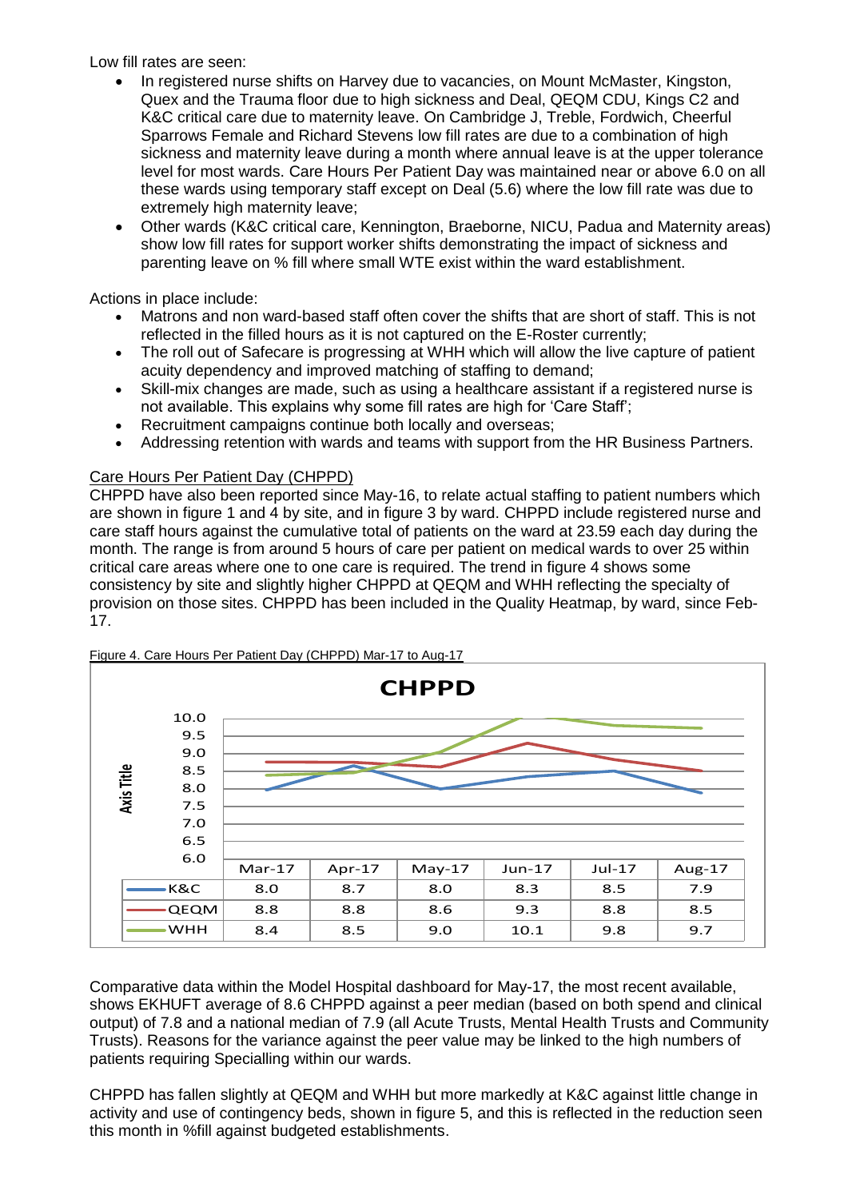Low fill rates are seen:

- In registered nurse shifts on Harvey due to vacancies, on Mount McMaster, Kingston, Quex and the Trauma floor due to high sickness and Deal, QEQM CDU, Kings C2 and K&C critical care due to maternity leave. On Cambridge J, Treble, Fordwich, Cheerful Sparrows Female and Richard Stevens low fill rates are due to a combination of high sickness and maternity leave during a month where annual leave is at the upper tolerance level for most wards. Care Hours Per Patient Day was maintained near or above 6.0 on all these wards using temporary staff except on Deal (5.6) where the low fill rate was due to extremely high maternity leave;
- Other wards (K&C critical care, Kennington, Braeborne, NICU, Padua and Maternity areas) show low fill rates for support worker shifts demonstrating the impact of sickness and parenting leave on % fill where small WTE exist within the ward establishment.

Actions in place include:

- Matrons and non ward-based staff often cover the shifts that are short of staff. This is not reflected in the filled hours as it is not captured on the E-Roster currently;
- The roll out of Safecare is progressing at WHH which will allow the live capture of patient acuity dependency and improved matching of staffing to demand;
- Skill-mix changes are made, such as using a healthcare assistant if a registered nurse is not available. This explains why some fill rates are high for 'Care Staff';
- Recruitment campaigns continue both locally and overseas;
- Addressing retention with wards and teams with support from the HR Business Partners.

Care Hours Per Patient Day (CHPPD)

CHPPD have also been reported since May-16, to relate actual staffing to patient numbers which are shown in figure 1 and 4 by site, and in figure 3 by ward. CHPPD include registered nurse and care staff hours against the cumulative total of patients on the ward at 23.59 each day during the month. The range is from around 5 hours of care per patient on medical wards to over 25 within critical care areas where one to one care is required. The trend in figure 4 shows some consistency by site and slightly higher CHPPD at QEQM and WHH reflecting the specialty of provision on those sites. CHPPD has been included in the Quality Heatmap, by ward, since Feb-17.

Figure 4. Care Hours Per Patient Day (CHPPD) Mar-17 to Aug-17

**CHPPD**

| | Mar-17 | Apr-17 | May-17 | Jun-17 | Jul-17 | Aug-17 |
|---|---|---|---|---|---|---|
| K&C | 8.0 | 8.7 | 8.0 | 8.3 | 8.5 | 7.9 |
| QEQM | 8.8 | 8.8 | 8.6 | 9.3 | 8.8 | 8.5 |
| WHH | 8.4 | 8.5 | 9.0 | 10.1 | 9.8 | 9.7 |

Comparative data within the Model Hospital dashboard for May-17, the most recent available, shows EKHUFT average of 8.6 CHPPD against a peer median (based on both spend and clinical output) of 7.8 and a national median of 7.9 (all Acute Trusts, Mental Health Trusts and Community Trusts). Reasons for the variance against the peer value may be linked to the high numbers of patients requiring Specialling within our wards.

CHPPD has fallen slightly at QEQM and WHH but more markedly at K&C against little change in activity and use of contingency beds, shown in figure 5, and this is reflected in the reduction seen this month in %fill against budgeted establishments.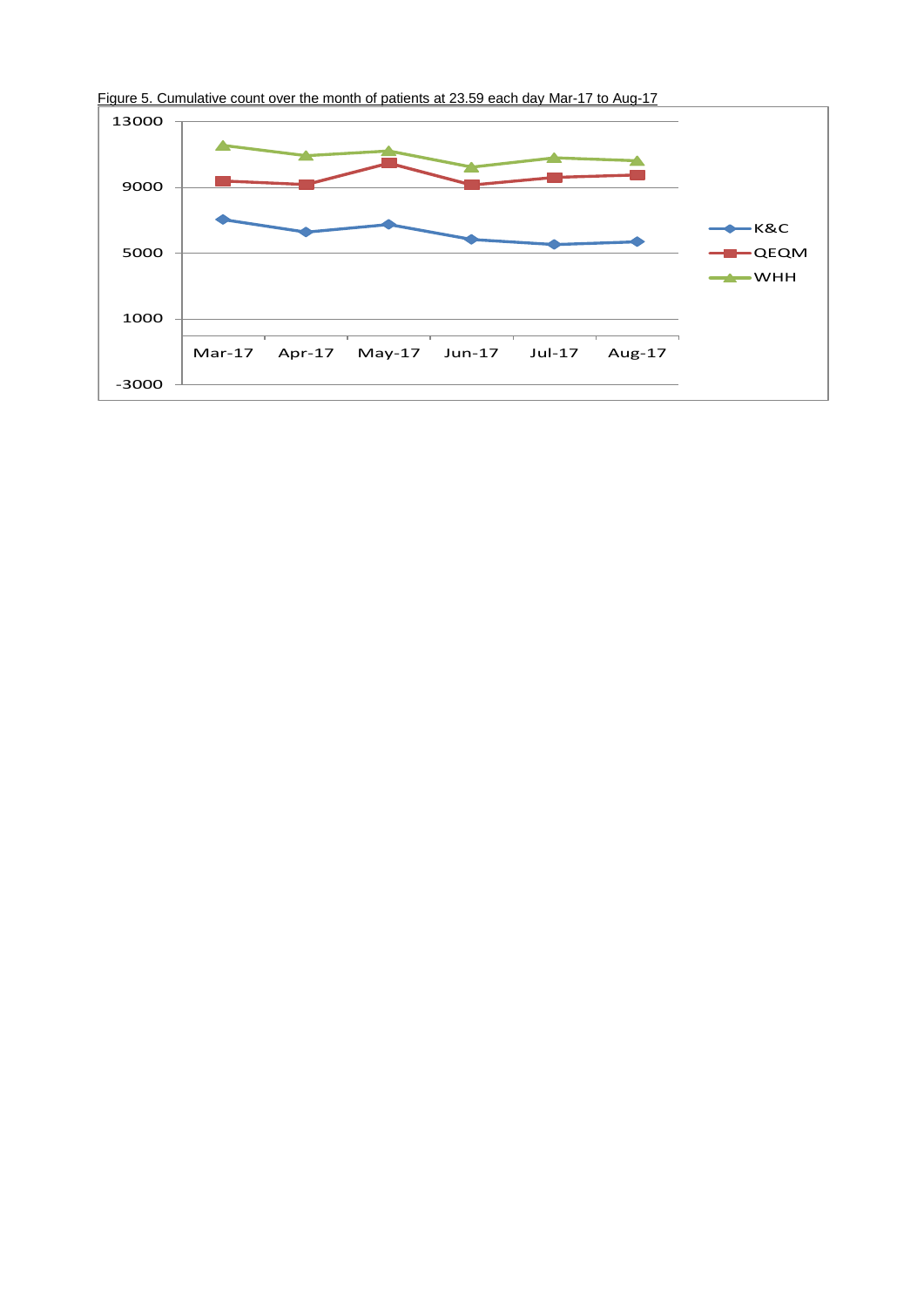Figure 5. Cumulative count over the month of patients at 23.59 each day Mar-17 to Aug-17

13000
9000
5000
1000
-3000

Mar-17
Apr-17
May-17
Jun-17
Jul-17
Aug-17

K&C
QEQM
WHH